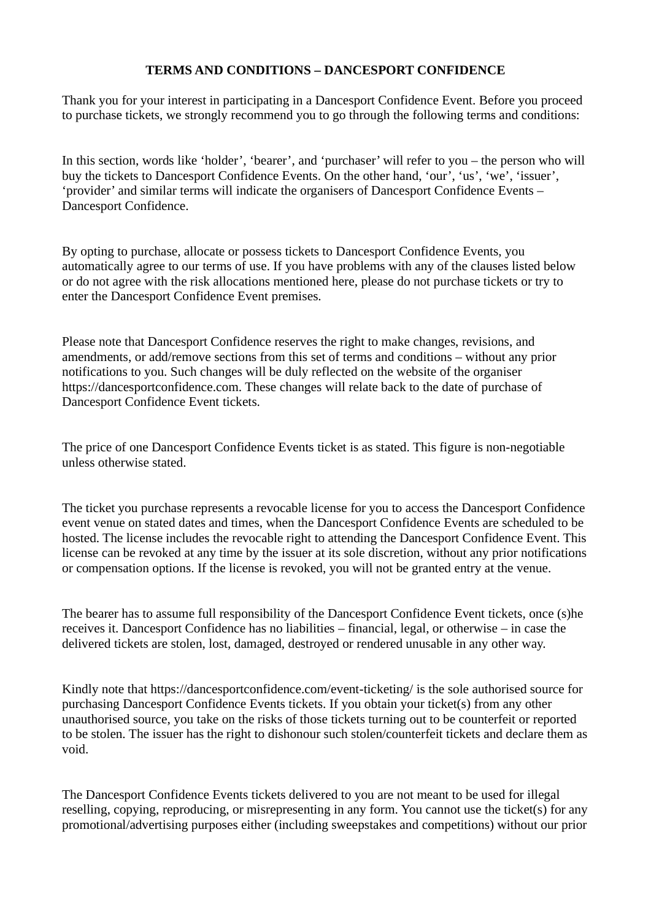**TERMS AND CONDITIONS – DANCESPORT CONFIDENCE**

Thank you for your interest in participating in a Dancesport Confidence Event. Before you proceed to purchase tickets, we strongly recommend you to go through the following terms and conditions:

In this section, words like 'holder', 'bearer', and 'purchaser' will refer to you – the person who will buy the tickets to Dancesport Confidence Events. On the other hand, 'our', 'us', 'we', 'issuer', 'provider' and similar terms will indicate the organisers of Dancesport Confidence Events – Dancesport Confidence.

By opting to purchase, allocate or possess tickets to Dancesport Confidence Events, you automatically agree to our terms of use. If you have problems with any of the clauses listed below or do not agree with the risk allocations mentioned here, please do not purchase tickets or try to enter the Dancesport Confidence Event premises.

Please note that Dancesport Confidence reserves the right to make changes, revisions, and amendments, or add/remove sections from this set of terms and conditions – without any prior notifications to you. Such changes will be duly reflected on the website of the organiser https://dancesportconfidence.com. These changes will relate back to the date of purchase of Dancesport Confidence Event tickets.

The price of one Dancesport Confidence Events ticket is as stated. This figure is non-negotiable unless otherwise stated.

The ticket you purchase represents a revocable license for you to access the Dancesport Confidence event venue on stated dates and times, when the Dancesport Confidence Events are scheduled to be hosted. The license includes the revocable right to attending the Dancesport Confidence Event. This license can be revoked at any time by the issuer at its sole discretion, without any prior notifications or compensation options. If the license is revoked, you will not be granted entry at the venue.

The bearer has to assume full responsibility of the Dancesport Confidence Event tickets, once (s)he receives it. Dancesport Confidence has no liabilities – financial, legal, or otherwise – in case the delivered tickets are stolen, lost, damaged, destroyed or rendered unusable in any other way.

Kindly note that https://dancesportconfidence.com/event-ticketing/ is the sole authorised source for purchasing Dancesport Confidence Events tickets. If you obtain your ticket(s) from any other unauthorised source, you take on the risks of those tickets turning out to be counterfeit or reported to be stolen. The issuer has the right to dishonour such stolen/counterfeit tickets and declare them as void.

The Dancesport Confidence Events tickets delivered to you are not meant to be used for illegal reselling, copying, reproducing, or misrepresenting in any form. You cannot use the ticket(s) for any promotional/advertising purposes either (including sweepstakes and competitions) without our prior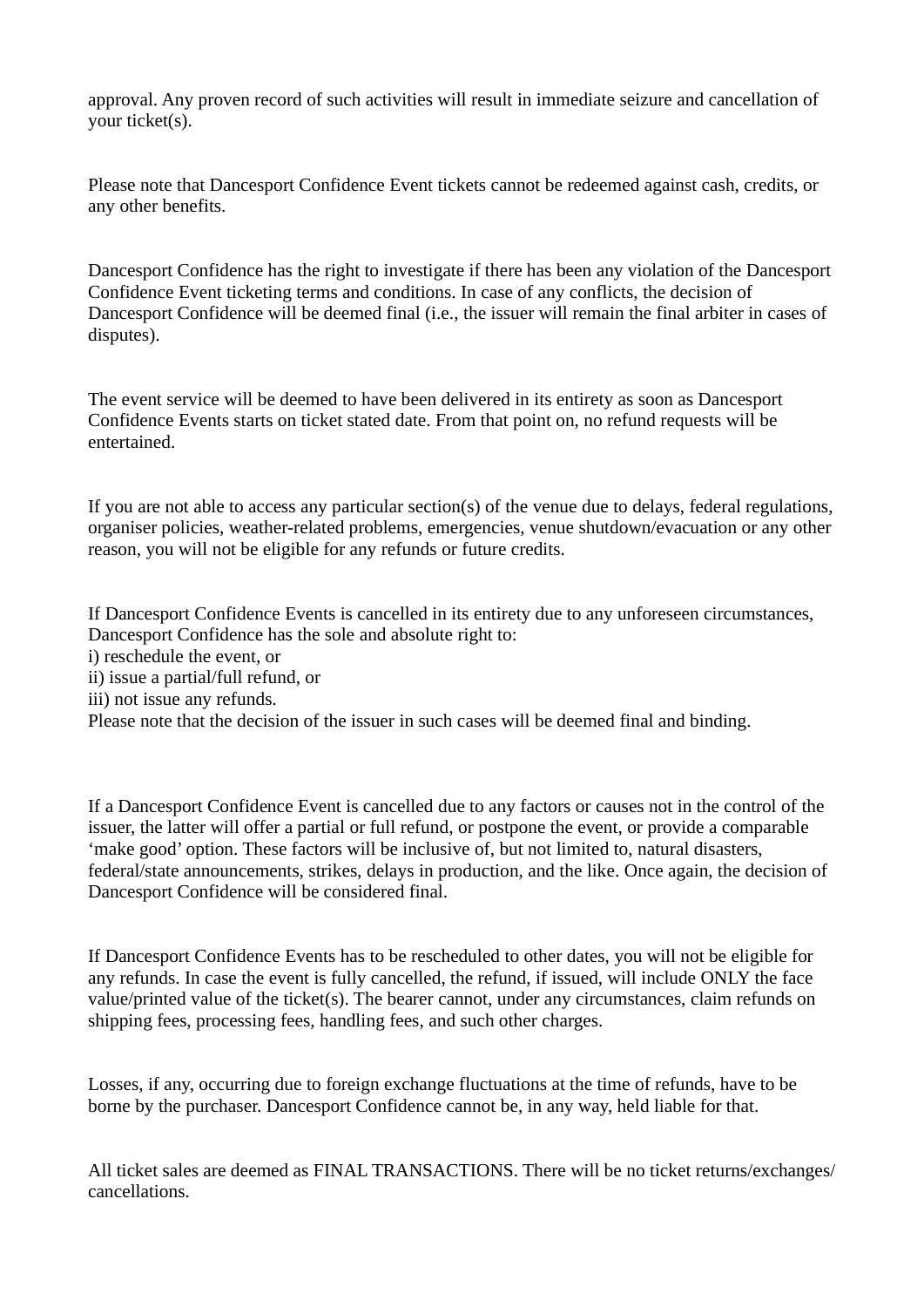approval. Any proven record of such activities will result in immediate seizure and cancellation of your ticket(s).

Please note that Dancesport Confidence Event tickets cannot be redeemed against cash, credits, or any other benefits.

Dancesport Confidence has the right to investigate if there has been any violation of the Dancesport Confidence Event ticketing terms and conditions. In case of any conflicts, the decision of Dancesport Confidence will be deemed final (i.e., the issuer will remain the final arbiter in cases of disputes).

The event service will be deemed to have been delivered in its entirety as soon as Dancesport Confidence Events starts on ticket stated date. From that point on, no refund requests will be entertained.

If you are not able to access any particular section(s) of the venue due to delays, federal regulations, organiser policies, weather-related problems, emergencies, venue shutdown/evacuation or any other reason, you will not be eligible for any refunds or future credits.

If Dancesport Confidence Events is cancelled in its entirety due to any unforeseen circumstances, Dancesport Confidence has the sole and absolute right to:
i) reschedule the event, or
ii) issue a partial/full refund, or
iii) not issue any refunds.
Please note that the decision of the issuer in such cases will be deemed final and binding.

If a Dancesport Confidence Event is cancelled due to any factors or causes not in the control of the issuer, the latter will offer a partial or full refund, or postpone the event, or provide a comparable 'make good' option. These factors will be inclusive of, but not limited to, natural disasters, federal/state announcements, strikes, delays in production, and the like. Once again, the decision of Dancesport Confidence will be considered final.

If Dancesport Confidence Events has to be rescheduled to other dates, you will not be eligible for any refunds. In case the event is fully cancelled, the refund, if issued, will include ONLY the face value/printed value of the ticket(s). The bearer cannot, under any circumstances, claim refunds on shipping fees, processing fees, handling fees, and such other charges.

Losses, if any, occurring due to foreign exchange fluctuations at the time of refunds, have to be borne by the purchaser. Dancesport Confidence cannot be, in any way, held liable for that.

All ticket sales are deemed as FINAL TRANSACTIONS. There will be no ticket returns/exchanges/cancellations.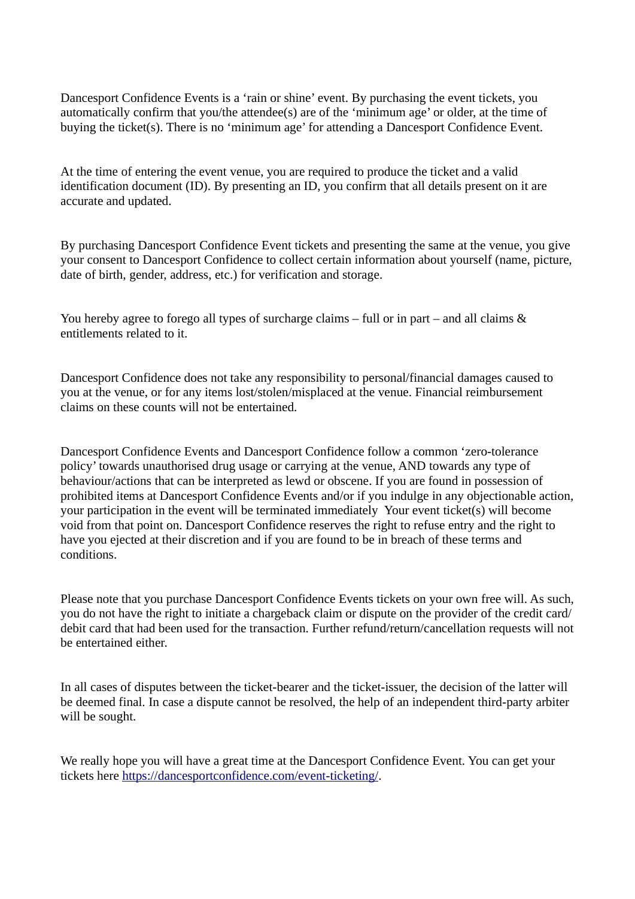Dancesport Confidence Events is a ‘rain or shine’ event. By purchasing the event tickets, you automatically confirm that you/the attendee(s) are of the ‘minimum age’ or older, at the time of buying the ticket(s). There is no ‘minimum age’ for attending a Dancesport Confidence Event.

At the time of entering the event venue, you are required to produce the ticket and a valid identification document (ID). By presenting an ID, you confirm that all details present on it are accurate and updated.

By purchasing Dancesport Confidence Event tickets and presenting the same at the venue, you give your consent to Dancesport Confidence to collect certain information about yourself (name, picture, date of birth, gender, address, etc.) for verification and storage.

You hereby agree to forego all types of surcharge claims – full or in part – and all claims & entitlements related to it.

Dancesport Confidence does not take any responsibility to personal/financial damages caused to you at the venue, or for any items lost/stolen/misplaced at the venue. Financial reimbursement claims on these counts will not be entertained.

Dancesport Confidence Events and Dancesport Confidence follow a common ‘zero-tolerance policy’ towards unauthorised drug usage or carrying at the venue, AND towards any type of behaviour/actions that can be interpreted as lewd or obscene. If you are found in possession of prohibited items at Dancesport Confidence Events and/or if you indulge in any objectionable action, your participation in the event will be terminated immediately  Your event ticket(s) will become void from that point on. Dancesport Confidence reserves the right to refuse entry and the right to have you ejected at their discretion and if you are found to be in breach of these terms and conditions.

Please note that you purchase Dancesport Confidence Events tickets on your own free will. As such, you do not have the right to initiate a chargeback claim or dispute on the provider of the credit card/ debit card that had been used for the transaction. Further refund/return/cancellation requests will not be entertained either.

In all cases of disputes between the ticket-bearer and the ticket-issuer, the decision of the latter will be deemed final. In case a dispute cannot be resolved, the help of an independent third-party arbiter will be sought.

We really hope you will have a great time at the Dancesport Confidence Event. You can get your tickets here [https://dancesportconfidence.com/event-ticketing/](https://dancesportconfidence.com/event-ticketing/).